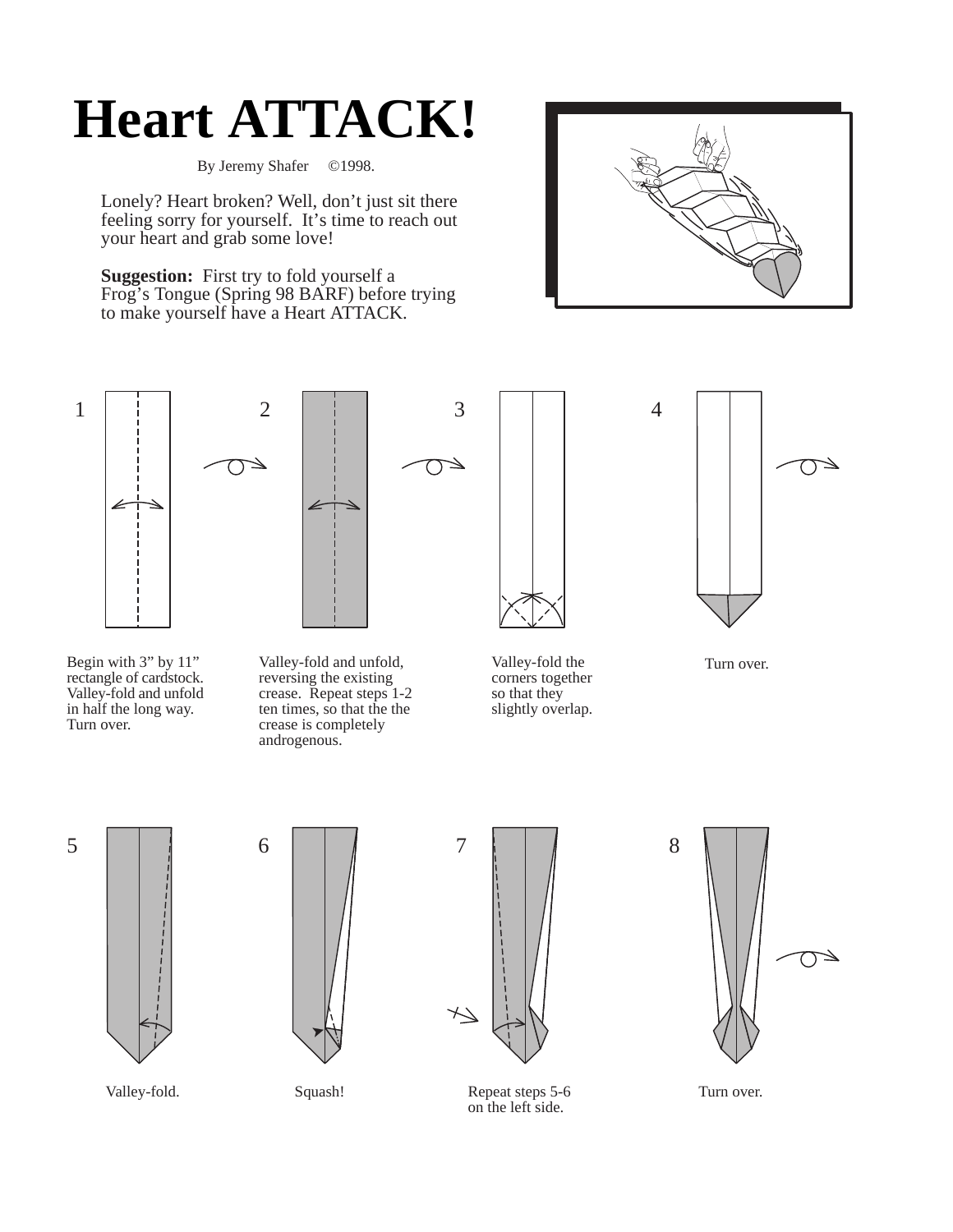# Heart ATTACK!

By Jeremy Shafer ©1998.

Lonely? Heart broken? Well, don't just sit there feeling sorry for yourself. It's time to reach out your heart and grab some love!

**Suggestion:** First try to fold yourself a Frog's Tongue (Spring 98 BARF) before trying to make yourself have a Heart ATTACK.

1. Begin with 3" by 11" rectangle of cardstock. Valley-fold and unfold in half the long way. Turn over.

2. Valley-fold and unfold, reversing the existing crease. Repeat steps 1-2 ten times, so that the the crease is completely androgenous.

3. Valley-fold the corners together so that they slightly overlap.

4. Turn over.

5. Valley-fold.

6. Squash!

7. Repeat steps 5-6 on the left side.

8. Turn over.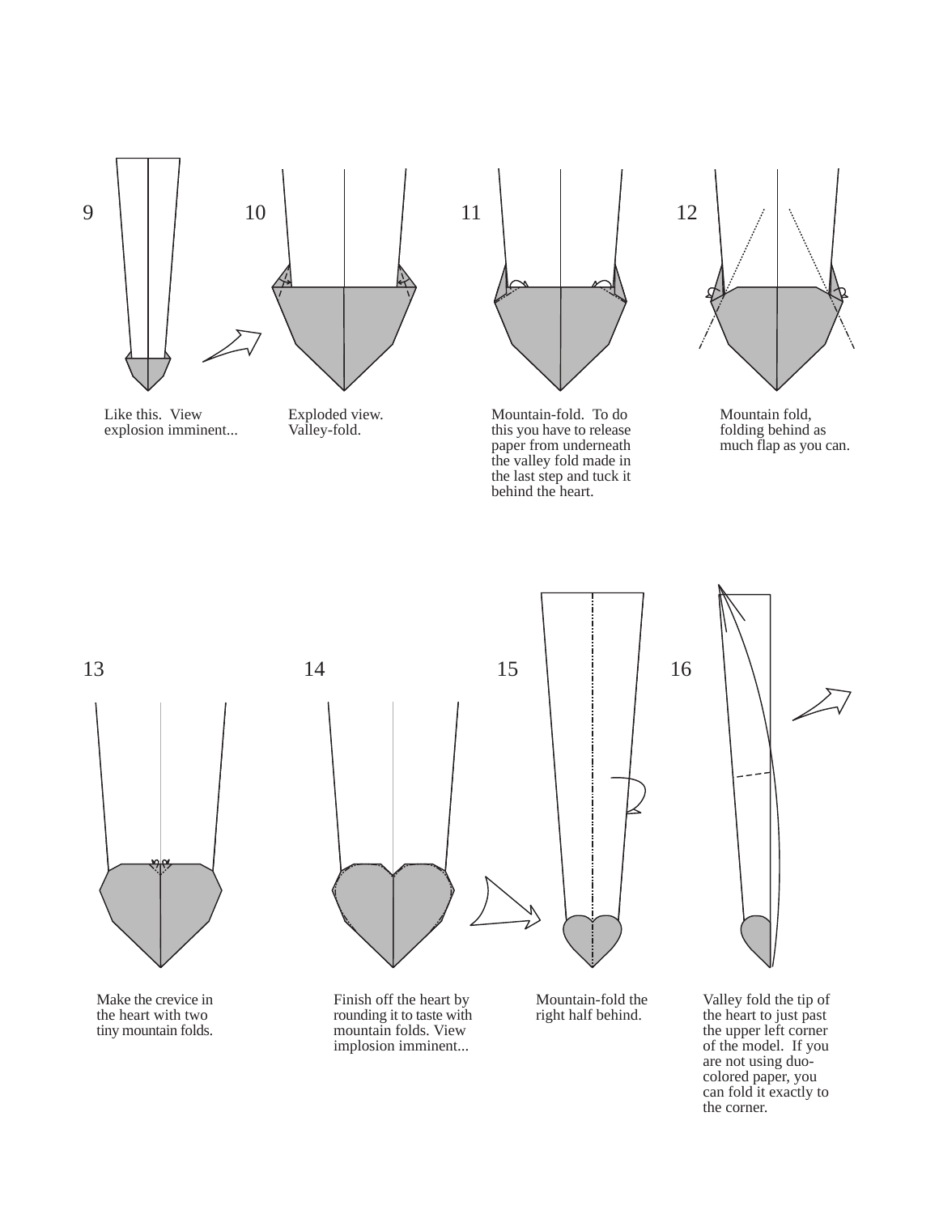9

Like this. View explosion imminent...

10

Exploded view. Valley-fold.

11

Mountain-fold. To do this you have to release paper from underneath the valley fold made in the last step and tuck it behind the heart.

12

Mountain fold, folding behind as much flap as you can.

13

Make the crevice in the heart with two tiny mountain folds.

14

Finish off the heart by rounding it to taste with mountain folds. View implosion imminent...

15

Mountain-fold the right half behind.

16

Valley fold the tip of the heart to just past the upper left corner of the model. If you are not using duo-colored paper, you can fold it exactly to the corner.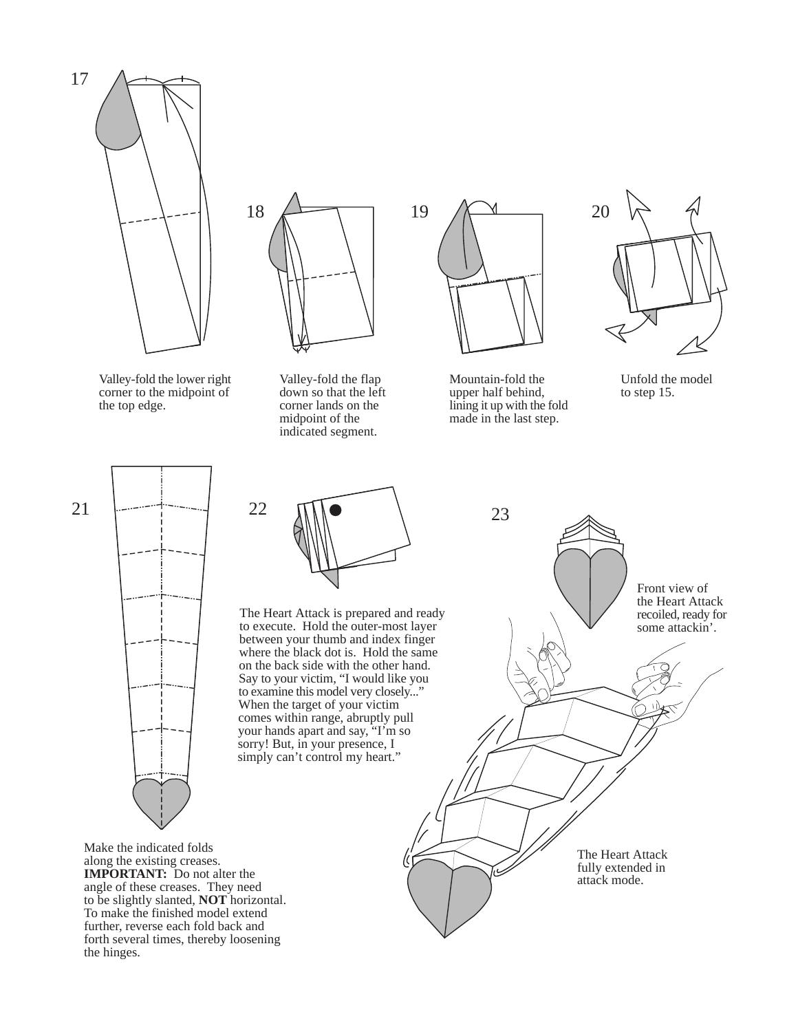17

Valley-fold the lower right corner to the midpoint of the top edge.

18

Valley-fold the flap down so that the left corner lands on the midpoint of the indicated segment.

19

Mountain-fold the upper half behind, lining it up with the fold made in the last step.

20

Unfold the model to step 15.

21

Make the indicated folds along the existing creases. **IMPORTANT:** Do not alter the angle of these creases. They need to be slightly slanted, **NOT** horizontal. To make the finished model extend further, reverse each fold back and forth several times, thereby loosening the hinges.

22

The Heart Attack is prepared and ready to execute. Hold the outer-most layer between your thumb and index finger where the black dot is. Hold the same on the back side with the other hand. Say to your victim, "I would like you to examine this model very closely..." When the target of your victim comes within range, abruptly pull your hands apart and say, "I'm so sorry! But, in your presence, I simply can't control my heart."

23

Front view of the Heart Attack recoiled, ready for some attackin'.

The Heart Attack fully extended in attack mode.